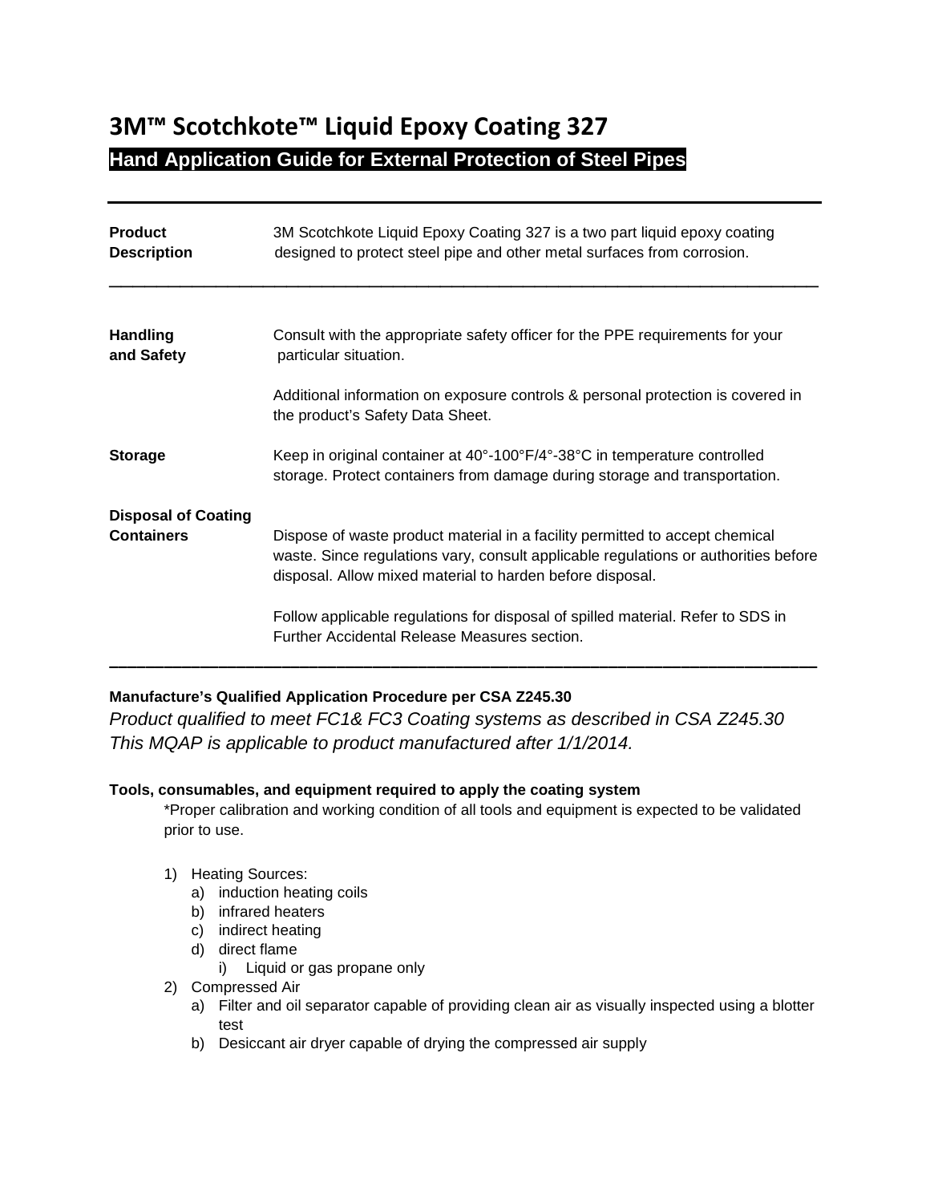# 3M™ Scotchkote™ Liquid Epoxy Coating 327

## Hand Application Guide for External Protection of Steel Pipes

---

| | |
|---|---|
| **Product Description** | 3M Scotchkote Liquid Epoxy Coating 327 is a two part liquid epoxy coating designed to protect steel pipe and other metal surfaces from corrosion. |

---

| | |
|---|---|
| **Handling and Safety** | Consult with the appropriate safety officer for the PPE requirements for your particular situation.<br><br>Additional information on exposure controls & personal protection is covered in the product's Safety Data Sheet. |
| **Storage** | Keep in original container at 40°-100°F/4°-38°C in temperature controlled storage. Protect containers from damage during storage and transportation. |
| **Disposal of Coating Containers** | Dispose of waste product material in a facility permitted to accept chemical waste. Since regulations vary, consult applicable regulations or authorities before disposal. Allow mixed material to harden before disposal.<br><br>Follow applicable regulations for disposal of spilled material. Refer to SDS in Further Accidental Release Measures section. |

---

**Manufacture's Qualified Application Procedure per CSA Z245.30**

*Product qualified to meet FC1& FC3 Coating systems as described in CSA Z245.30*
*This MQAP is applicable to product manufactured after 1/1/2014.*

**Tools, consumables, and equipment required to apply the coating system**

\*Proper calibration and working condition of all tools and equipment is expected to be validated prior to use.

1) Heating Sources:
   a) induction heating coils
   b) infrared heaters
   c) indirect heating
   d) direct flame
      i) Liquid or gas propane only
2) Compressed Air
   a) Filter and oil separator capable of providing clean air as visually inspected using a blotter test
   b) Desiccant air dryer capable of drying the compressed air supply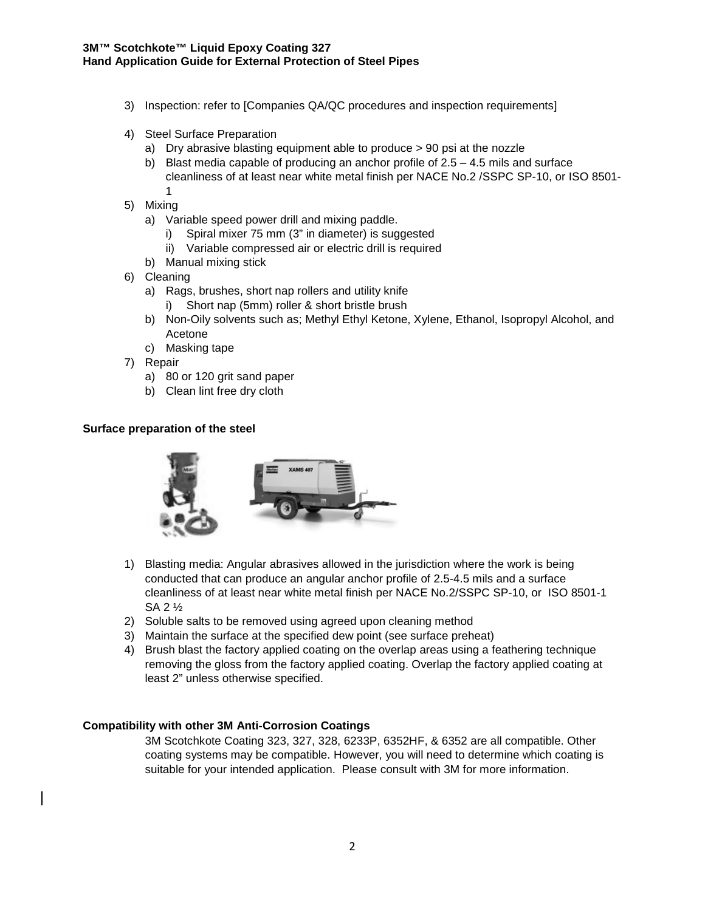3) Inspection: refer to [Companies QA/QC procedures and inspection requirements]

4) Steel Surface Preparation
   a) Dry abrasive blasting equipment able to produce > 90 psi at the nozzle
   b) Blast media capable of producing an anchor profile of 2.5 – 4.5 mils and surface cleanliness of at least near white metal finish per NACE No.2 /SSPC SP-10, or ISO 8501-1
5) Mixing
   a) Variable speed power drill and mixing paddle.
      i) Spiral mixer 75 mm (3" in diameter) is suggested
      ii) Variable compressed air or electric drill is required
   b) Manual mixing stick
6) Cleaning
   a) Rags, brushes, short nap rollers and utility knife
      i) Short nap (5mm) roller & short bristle brush
   b) Non-Oily solvents such as; Methyl Ethyl Ketone, Xylene, Ethanol, Isopropyl Alcohol, and Acetone
   c) Masking tape
7) Repair
   a) 80 or 120 grit sand paper
   b) Clean lint free dry cloth

**Surface preparation of the steel**

1) Blasting media: Angular abrasives allowed in the jurisdiction where the work is being conducted that can produce an angular anchor profile of 2.5-4.5 mils and a surface cleanliness of at least near white metal finish per NACE No.2/SSPC SP-10, or ISO 8501-1 SA 2 ½
2) Soluble salts to be removed using agreed upon cleaning method
3) Maintain the surface at the specified dew point (see surface preheat)
4) Brush blast the factory applied coating on the overlap areas using a feathering technique removing the gloss from the factory applied coating. Overlap the factory applied coating at least 2" unless otherwise specified.

**Compatibility with other 3M Anti-Corrosion Coatings**

3M Scotchkote Coating 323, 327, 328, 6233P, 6352HF, & 6352 are all compatible. Other coating systems may be compatible. However, you will need to determine which coating is suitable for your intended application. Please consult with 3M for more information.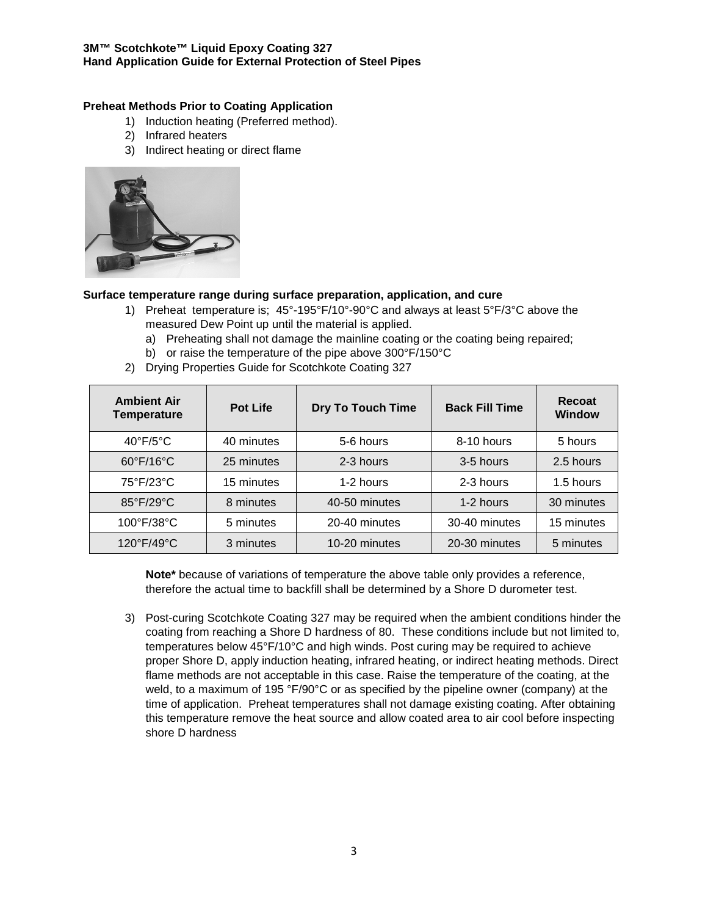**Preheat Methods Prior to Coating Application**

1) Induction heating (Preferred method).
2) Infrared heaters
3) Indirect heating or direct flame

**Surface temperature range during surface preparation, application, and cure**

1) Preheat temperature is; 45°-195°F/10°-90°C and always at least 5°F/3°C above the measured Dew Point up until the material is applied.
   a) Preheating shall not damage the mainline coating or the coating being repaired;
   b) or raise the temperature of the pipe above 300°F/150°C
2) Drying Properties Guide for Scotchkote Coating 327

| Ambient Air Temperature | Pot Life | Dry To Touch Time | Back Fill Time | Recoat Window |
|---|---|---|---|---|
| 40°F/5°C | 40 minutes | 5-6 hours | 8-10 hours | 5 hours |
| 60°F/16°C | 25 minutes | 2-3 hours | 3-5 hours | 2.5 hours |
| 75°F/23°C | 15 minutes | 1-2 hours | 2-3 hours | 1.5 hours |
| 85°F/29°C | 8 minutes | 40-50 minutes | 1-2 hours | 30 minutes |
| 100°F/38°C | 5 minutes | 20-40 minutes | 30-40 minutes | 15 minutes |
| 120°F/49°C | 3 minutes | 10-20 minutes | 20-30 minutes | 5 minutes |

**Note*** because of variations of temperature the above table only provides a reference, therefore the actual time to backfill shall be determined by a Shore D durometer test.

3) Post-curing Scotchkote Coating 327 may be required when the ambient conditions hinder the coating from reaching a Shore D hardness of 80. These conditions include but not limited to, temperatures below 45°F/10°C and high winds. Post curing may be required to achieve proper Shore D, apply induction heating, infrared heating, or indirect heating methods. Direct flame methods are not acceptable in this case. Raise the temperature of the coating, at the weld, to a maximum of 195 °F/90°C or as specified by the pipeline owner (company) at the time of application. Preheat temperatures shall not damage existing coating. After obtaining this temperature remove the heat source and allow coated area to air cool before inspecting shore D hardness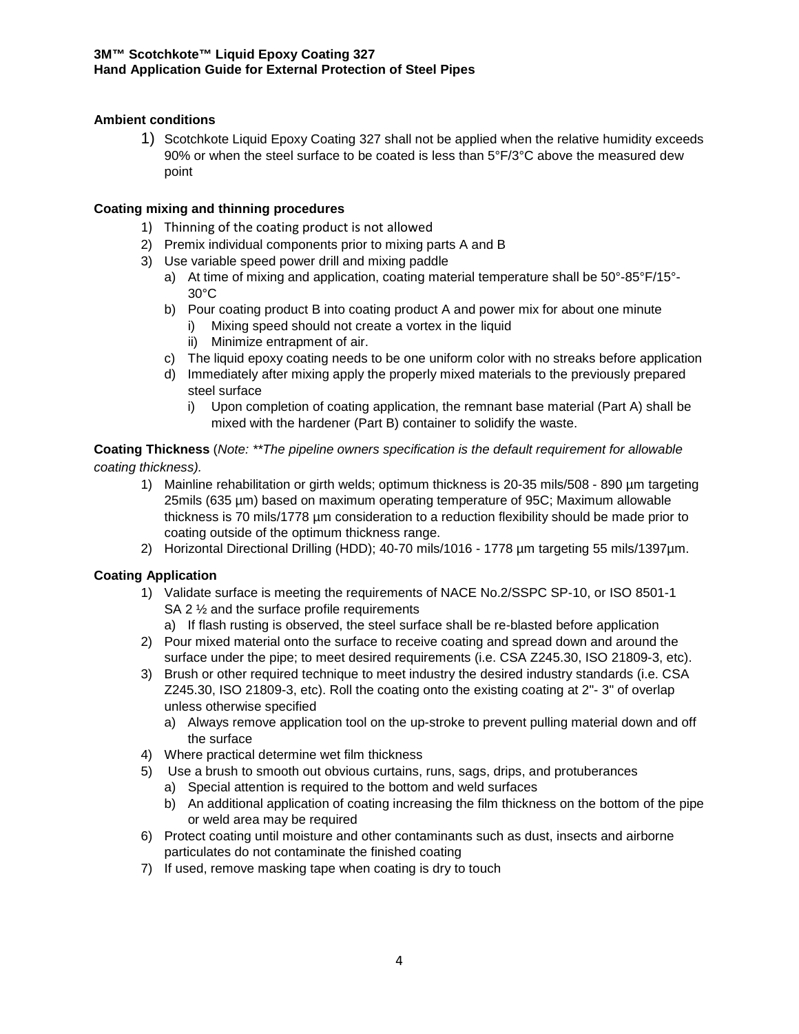**Ambient conditions**

1) Scotchkote Liquid Epoxy Coating 327 shall not be applied when the relative humidity exceeds 90% or when the steel surface to be coated is less than 5°F/3°C above the measured dew point

**Coating mixing and thinning procedures**

1) Thinning of the coating product is not allowed
2) Premix individual components prior to mixing parts A and B
3) Use variable speed power drill and mixing paddle
   a) At time of mixing and application, coating material temperature shall be 50°-85°F/15°-30°C
   b) Pour coating product B into coating product A and power mix for about one minute
      i) Mixing speed should not create a vortex in the liquid
      ii) Minimize entrapment of air.
   c) The liquid epoxy coating needs to be one uniform color with no streaks before application
   d) Immediately after mixing apply the properly mixed materials to the previously prepared steel surface
      i) Upon completion of coating application, the remnant base material (Part A) shall be mixed with the hardener (Part B) container to solidify the waste.

**Coating Thickness** (*Note: **The pipeline owners specification is the default requirement for allowable coating thickness).*

1) Mainline rehabilitation or girth welds; optimum thickness is 20-35 mils/508 - 890 µm targeting 25mils (635 µm) based on maximum operating temperature of 95C; Maximum allowable thickness is 70 mils/1778 µm consideration to a reduction flexibility should be made prior to coating outside of the optimum thickness range.
2) Horizontal Directional Drilling (HDD); 40-70 mils/1016 - 1778 µm targeting 55 mils/1397µm.

**Coating Application**

1) Validate surface is meeting the requirements of NACE No.2/SSPC SP-10, or ISO 8501-1 SA 2 ½ and the surface profile requirements
   a) If flash rusting is observed, the steel surface shall be re-blasted before application
2) Pour mixed material onto the surface to receive coating and spread down and around the surface under the pipe; to meet desired requirements (i.e. CSA Z245.30, ISO 21809-3, etc).
3) Brush or other required technique to meet industry the desired industry standards (i.e. CSA Z245.30, ISO 21809-3, etc). Roll the coating onto the existing coating at 2"- 3" of overlap unless otherwise specified
   a) Always remove application tool on the up-stroke to prevent pulling material down and off the surface
4) Where practical determine wet film thickness
5) Use a brush to smooth out obvious curtains, runs, sags, drips, and protuberances
   a) Special attention is required to the bottom and weld surfaces
   b) An additional application of coating increasing the film thickness on the bottom of the pipe or weld area may be required
6) Protect coating until moisture and other contaminants such as dust, insects and airborne particulates do not contaminate the finished coating
7) If used, remove masking tape when coating is dry to touch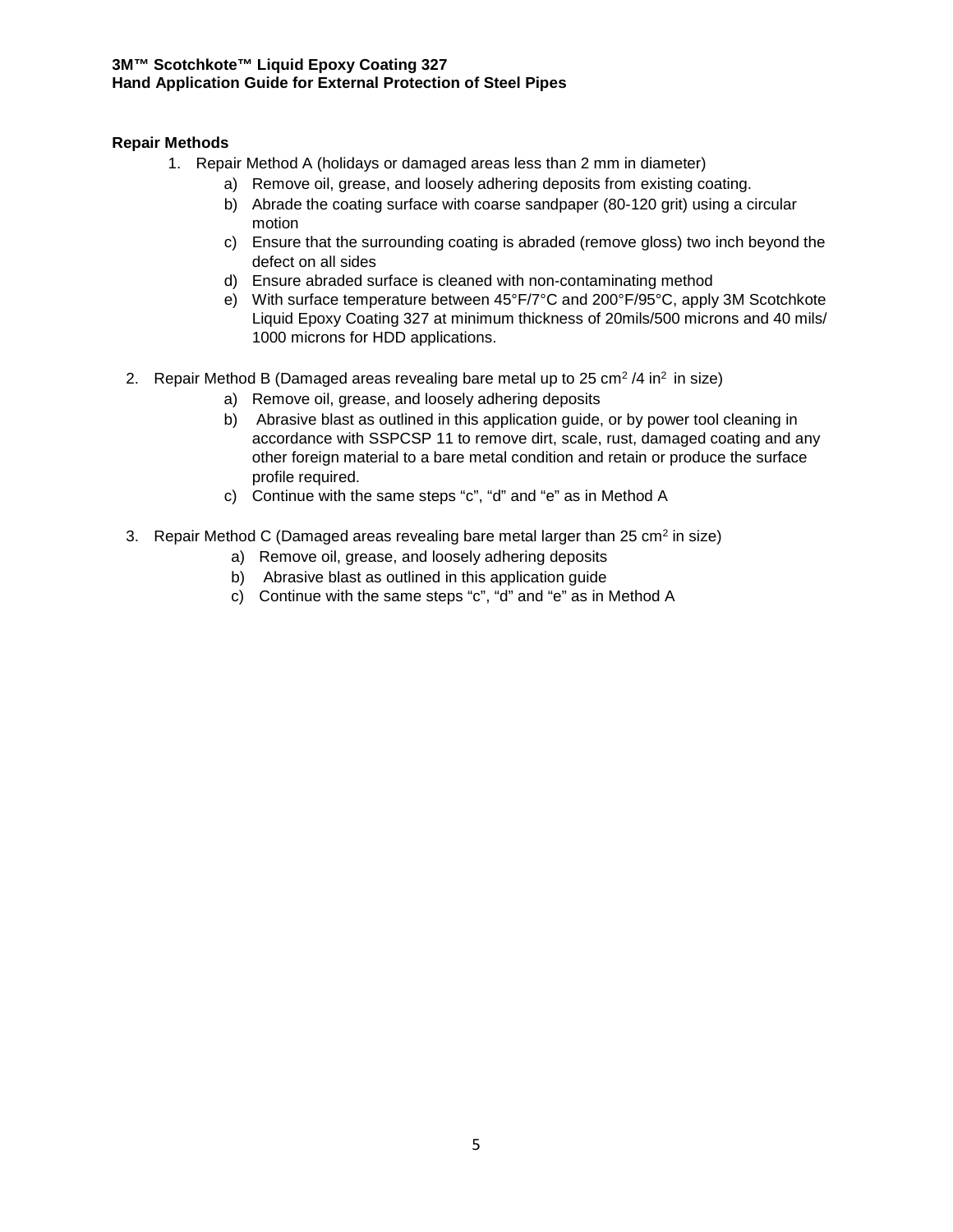**Repair Methods**

1. Repair Method A (holidays or damaged areas less than 2 mm in diameter)
    a) Remove oil, grease, and loosely adhering deposits from existing coating.
    b) Abrade the coating surface with coarse sandpaper (80-120 grit) using a circular motion
    c) Ensure that the surrounding coating is abraded (remove gloss) two inch beyond the defect on all sides
    d) Ensure abraded surface is cleaned with non-contaminating method
    e) With surface temperature between 45°F/7°C and 200°F/95°C, apply 3M Scotchkote Liquid Epoxy Coating 327 at minimum thickness of 20mils/500 microns and 40 mils/ 1000 microns for HDD applications.

2. Repair Method B (Damaged areas revealing bare metal up to 25 $cm^2$ /4 $in^2$ in size)
    a) Remove oil, grease, and loosely adhering deposits
    b) Abrasive blast as outlined in this application guide, or by power tool cleaning in accordance with SSPCSP 11 to remove dirt, scale, rust, damaged coating and any other foreign material to a bare metal condition and retain or produce the surface profile required.
    c) Continue with the same steps "c", "d" and "e" as in Method A

3. Repair Method C (Damaged areas revealing bare metal larger than 25 $cm^2$ in size)
    a) Remove oil, grease, and loosely adhering deposits
    b) Abrasive blast as outlined in this application guide
    c) Continue with the same steps "c", "d" and "e" as in Method A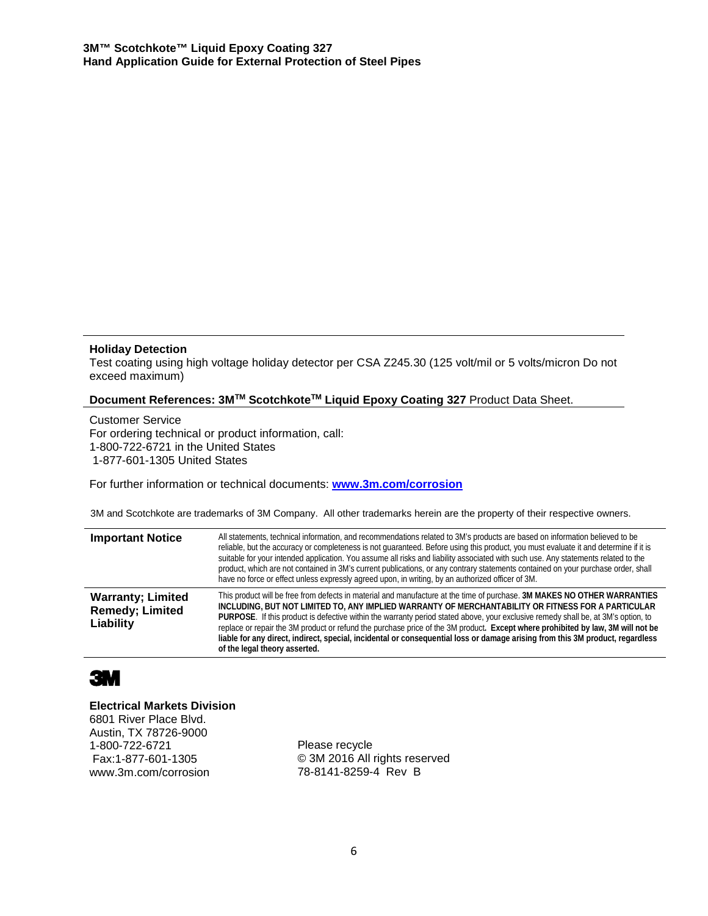## Holiday Detection

Test coating using high voltage holiday detector per CSA Z245.30 (125 volt/mil or 5 volts/micron Do not exceed maximum)

**Document References: 3M$^{TM}$ Scotchkote$^{TM}$ Liquid Epoxy Coating 327** Product Data Sheet.

Customer Service
For ordering technical or product information, call:
1-800-722-6721 in the United States
1-877-601-1305 United States

For further information or technical documents: **www.3m.com/corrosion**

3M and Scotchkote are trademarks of 3M Company. All other trademarks herein are the property of their respective owners.

| | |
|---|---|
| **Important Notice** | All statements, technical information, and recommendations related to 3M's products are based on information believed to be reliable, but the accuracy or completeness is not guaranteed. Before using this product, you must evaluate it and determine if it is suitable for your intended application. You assume all risks and liability associated with such use. Any statements related to the product, which are not contained in 3M's current publications, or any contrary statements contained on your purchase order, shall have no force or effect unless expressly agreed upon, in writing, by an authorized officer of 3M. |
| **Warranty; Limited Remedy; Limited Liability** | This product will be free from defects in material and manufacture at the time of purchase. **3M MAKES NO OTHER WARRANTIES INCLUDING, BUT NOT LIMITED TO, ANY IMPLIED WARRANTY OF MERCHANTABILITY OR FITNESS FOR A PARTICULAR PURPOSE**. If this product is defective within the warranty period stated above, your exclusive remedy shall be, at 3M's option, to replace or repair the 3M product or refund the purchase price of the 3M product. **Except where prohibited by law, 3M will not be liable for any direct, indirect, special, incidental or consequential loss or damage arising from this 3M product, regardless of the legal theory asserted.** |

3M

**Electrical Markets Division**
6801 River Place Blvd.
Austin, TX 78726-9000
1-800-722-6721
Fax:1-877-601-1305
www.3m.com/corrosion

Please recycle
© 3M 2016 All rights reserved
78-8141-8259-4 Rev B